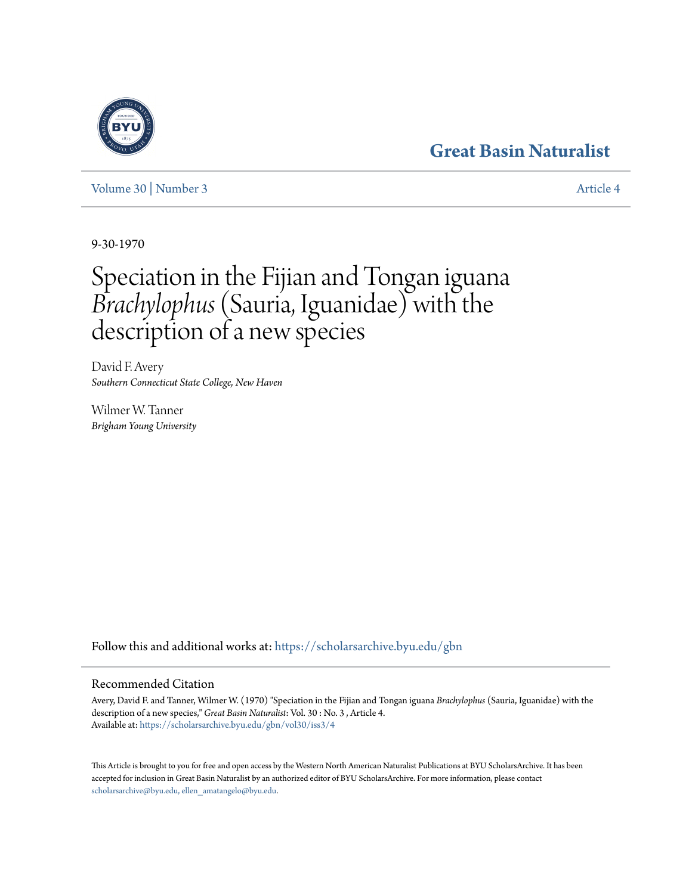Great Basin Naturalist

Volume 30 | Number 3 Article 4

9-30-1970

# Speciation in the Fijian and Tongan iguana *Brachylophus* (Sauria, Iguanidae) with the description of a new species

David F. Avery
*Southern Connecticut State College, New Haven*

Wilmer W. Tanner
*Brigham Young University*

Follow this and additional works at: https://scholarsarchive.byu.edu/gbn

## Recommended Citation

Avery, David F. and Tanner, Wilmer W. (1970) "Speciation in the Fijian and Tongan iguana *Brachylophus* (Sauria, Iguanidae) with the description of a new species," *Great Basin Naturalist*: Vol. 30 : No. 3 , Article 4.
Available at: https://scholarsarchive.byu.edu/gbn/vol30/iss3/4

This Article is brought to you for free and open access by the Western North American Naturalist Publications at BYU ScholarsArchive. It has been accepted for inclusion in Great Basin Naturalist by an authorized editor of BYU ScholarsArchive. For more information, please contact scholarsarchive@byu.edu, ellen_amatangelo@byu.edu.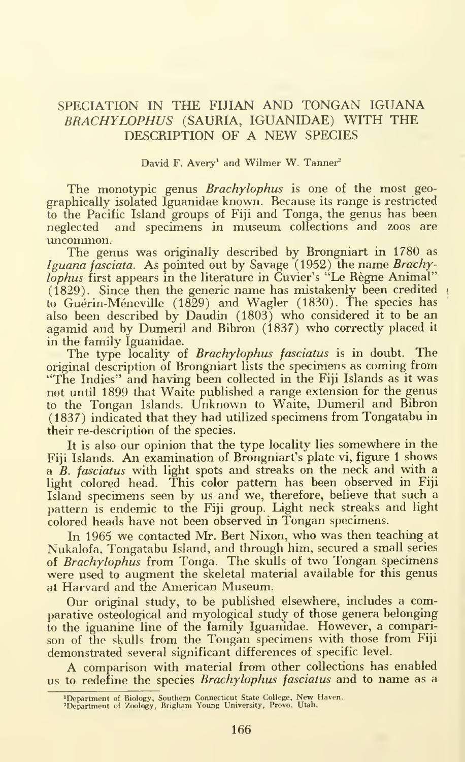# SPECIATION IN THE FIJIAN AND TONGAN IGUANA *BRACHYLOPHUS* (SAURIA, IGUANIDAE) WITH THE DESCRIPTION OF A NEW SPECIES

David F. Avery[1] and Wilmer W. Tanner[2]

The monotypic genus *Brachylophus* is one of the most geographically isolated Iguanidae known. Because its range is restricted to the Pacific Island groups of Fiji and Tonga, the genus has been neglected and specimens in museum collections and zoos are uncommon.

The genus was originally described by Brongniart in 1780 as *Iguana fasciata*. As pointed out by Savage (1952) the name *Brachylophus* first appears in the literature in Cuvier's "Le Règne Animal" (1829). Since then the generic name has mistakenly been credited to Guérin-Méneville (1829) and Wagler (1830). The species has also been described by Daudin (1803) who considered it to be an agamid and by Dumeril and Bibron (1837) who correctly placed it in the family Iguanidae.

The type locality of *Brachylophus fasciatus* is in doubt. The original description of Brongniart lists the specimens as coming from "The Indies" and having been collected in the Fiji Islands as it was not until 1899 that Waite published a range extension for the genus to the Tongan Islands. Unknown to Waite, Dumeril and Bibron (1837) indicated that they had utilized specimens from Tongatabu in their re-description of the species.

It is also our opinion that the type locality lies somewhere in the Fiji Islands. An examination of Brongniart's plate vi, figure 1 shows a *B. fasciatus* with light spots and streaks on the neck and with a light colored head. This color pattern has been observed in Fiji Island specimens seen by us and we, therefore, believe that such a pattern is endemic to the Fiji group. Light neck streaks and light colored heads have not been observed in Tongan specimens.

In 1965 we contacted Mr. Bert Nixon, who was then teaching at Nukalofa, Tongatabu Island, and through him, secured a small series of *Brachylophus* from Tonga. The skulls of two Tongan specimens were used to augment the skeletal material available for this genus at Harvard and the American Museum.

Our original study, to be published elsewhere, includes a comparative osteological and myological study of those genera belonging to the iguanine line of the family Iguanidae. However, a comparison of the skulls from the Tongan specimens with those from Fiji demonstrated several significant differences of specific level.

A comparison with material from other collections has enabled us to redefine the species *Brachylophus fasciatus* and to name as a

[1]Department of Biology, Southern Connecticut State College, New Haven.
[2]Department of Zoology, Brigham Young University, Provo, Utah.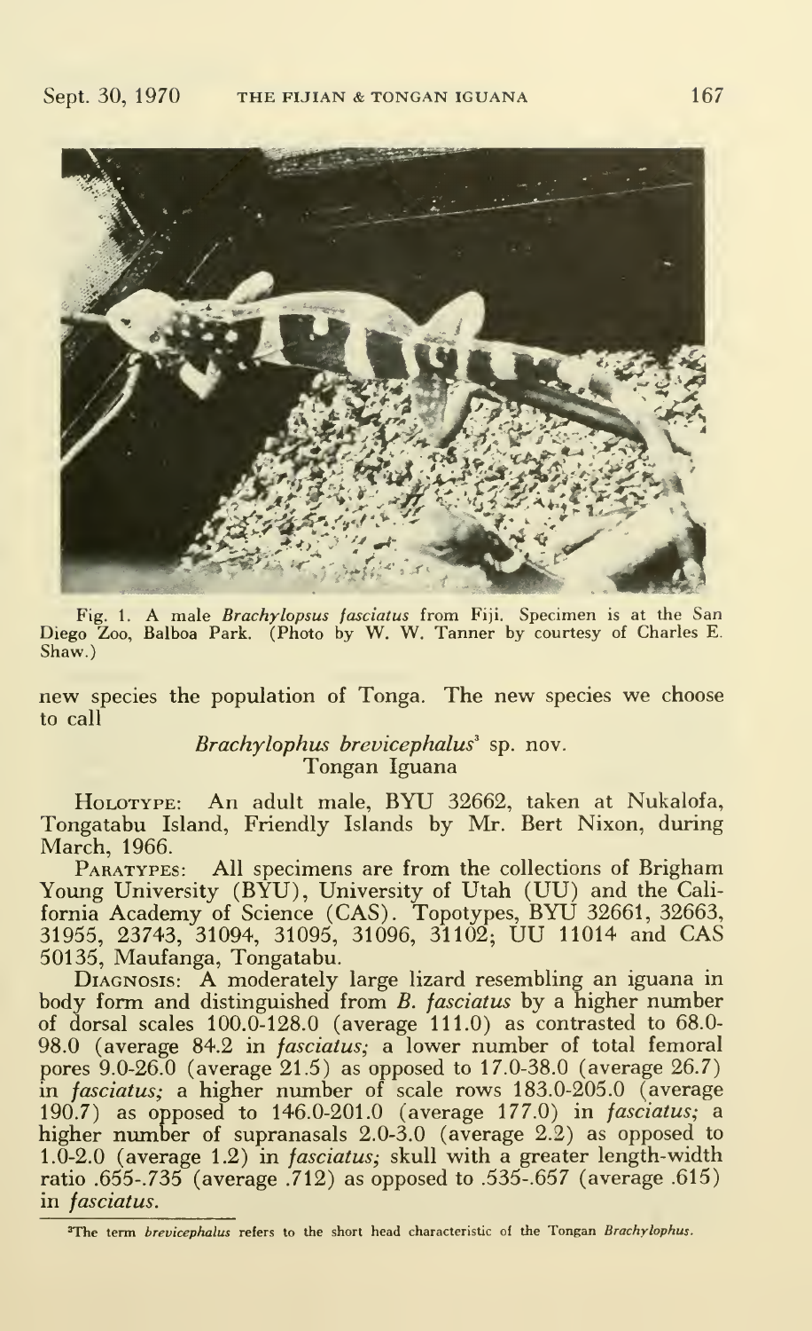Fig. 1. A male *Brachylopsus fasciatus* from Fiji. Specimen is at the San Diego Zoo, Balboa Park. (Photo by W. W. Tanner by courtesy of Charles E. Shaw.)

new species the population of Tonga. The new species we choose to call

*Brachylophus brevicephalus*[3] sp. nov.
Tongan Iguana

HOLOTYPE: An adult male, BYU 32662, taken at Nukalofa, Tongatabu Island, Friendly Islands by Mr. Bert Nixon, during March, 1966.

PARATYPES: All specimens are from the collections of Brigham Young University (BYU), University of Utah (UU) and the California Academy of Science (CAS). Topotypes, BYU 32661, 32663, 31955, 23743, 31094, 31095, 31096, 31102; UU 11014 and CAS 50135, Maufanga, Tongatabu.

DIAGNOSIS: A moderately large lizard resembling an iguana in body form and distinguished from *B. fasciatus* by a higher number of dorsal scales 100.0-128.0 (average 111.0) as contrasted to 68.0-98.0 (average 84.2 in *fasciatus*; a lower number of total femoral pores 9.0-26.0 (average 21.5) as opposed to 17.0-38.0 (average 26.7) in *fasciatus*; a higher number of scale rows 183.0-205.0 (average 190.7) as opposed to 146.0-201.0 (average 177.0) in *fasciatus*; a higher number of supranasals 2.0-3.0 (average 2.2) as opposed to 1.0-2.0 (average 1.2) in *fasciatus*; skull with a greater length-width ratio .655-.735 (average .712) as opposed to .535-.657 (average .615) in *fasciatus*.

[3]The term *brevicephalus* refers to the short head characteristic of the Tongan *Brachylophus*.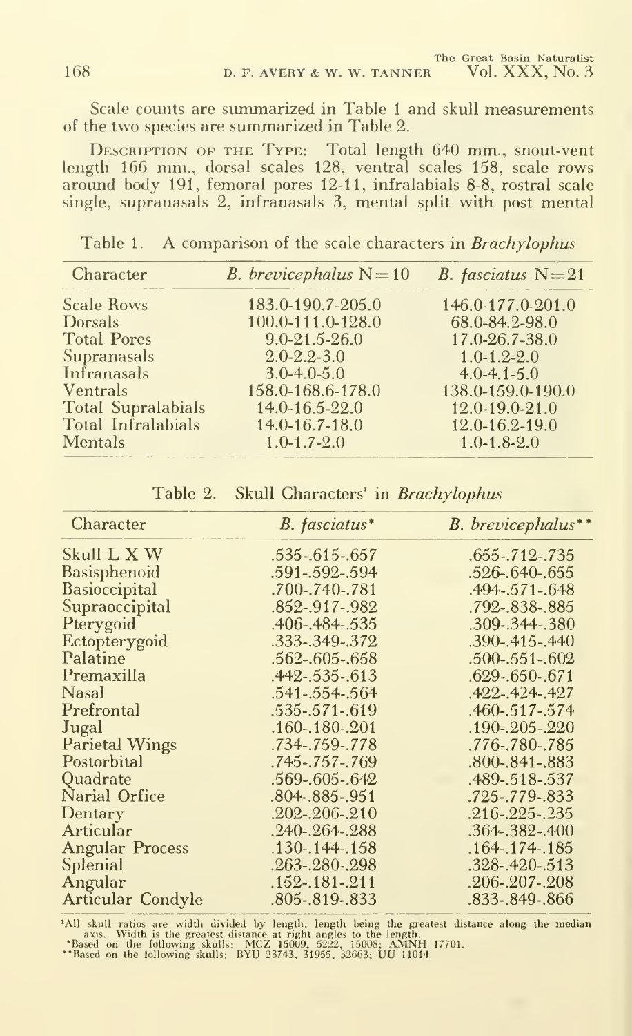Scale counts are summarized in Table 1 and skull measurements of the two species are summarized in Table 2.

Description of the Type: Total length 640 mm., snout-vent length 166 mm., dorsal scales 128, ventral scales 158, scale rows around body 191, femoral pores 12-11, infralabials 8-8, rostral scale single, supranasals 2, infranasals 3, mental split with post mental

Table 1. A comparison of the scale characters in *Brachylophus*

| Character | *B. brevicephalus* N=10 | *B. fasciatus* N=21 |
|---|---|---|
| Scale Rows | 183.0-190.7-205.0 | 146.0-177.0-201.0 |
| Dorsals | 100.0-111.0-128.0 | 68.0-84.2-98.0 |
| Total Pores | 9.0-21.5-26.0 | 17.0-26.7-38.0 |
| Supranasals | 2.0-2.2-3.0 | 1.0-1.2-2.0 |
| Infranasals | 3.0-4.0-5.0 | 4.0-4.1-5.0 |
| Ventrals | 158.0-168.6-178.0 | 138.0-159.0-190.0 |
| Total Supralabials | 14.0-16.5-22.0 | 12.0-19.0-21.0 |
| Total Infralabials | 14.0-16.7-18.0 | 12.0-16.2-19.0 |
| Mentals | 1.0-1.7-2.0 | 1.0-1.8-2.0 |

Table 2. Skull Characters[1] in *Brachylophus*

| Character | *B. fasciatus*\* | *B. brevicephalus*\*\* |
|---|---|---|
| Skull L X W | .535-.615-.657 | .655-.712-.735 |
| Basisphenoid | .591-.592-.594 | .526-.640-.655 |
| Basioccipital | .700-.740-.781 | .494-.571-.648 |
| Supraoccipital | .852-.917-.982 | .792-.838-.885 |
| Pterygoid | .406-.484-.535 | .309-.344-.380 |
| Ectopterygoid | .333-.349-.372 | .390-.415-.440 |
| Palatine | .562-.605-.658 | .500-.551-.602 |
| Premaxilla | .442-.535-.613 | .629-.650-.671 |
| Nasal | .541-.554-.564 | .422-.424-.427 |
| Prefrontal | .535-.571-.619 | .460-.517-.574 |
| Jugal | .160-.180-.201 | .190-.205-.220 |
| Parietal Wings | .734-.759-.778 | .776-.780-.785 |
| Postorbital | .745-.757-.769 | .800-.841-.883 |
| Quadrate | .569-.605-.642 | .489-.518-.537 |
| Narial Orfice | .804-.885-.951 | .725-.779-.833 |
| Dentary | .202-.206-.210 | .216-.225-.235 |
| Articular | .240-.264-.288 | .364-.382-.400 |
| Angular Process | .130-.144-.158 | .164-.174-.185 |
| Splenial | .263-.280-.298 | .328-.420-.513 |
| Angular | .152-.181-.211 | .206-.207-.208 |
| Articular Condyle | .805-.819-.833 | .833-.849-.866 |

[1]All skull ratios are width divided by length, length being the greatest distance along the median axis. Width is the greatest distance at right angles to the length.
\*Based on the following skulls: MCZ 15009, 5222, 15008; AMNH 17701.
\*\*Based on the following skulls: BYU 23743, 31955, 32663; UU 11014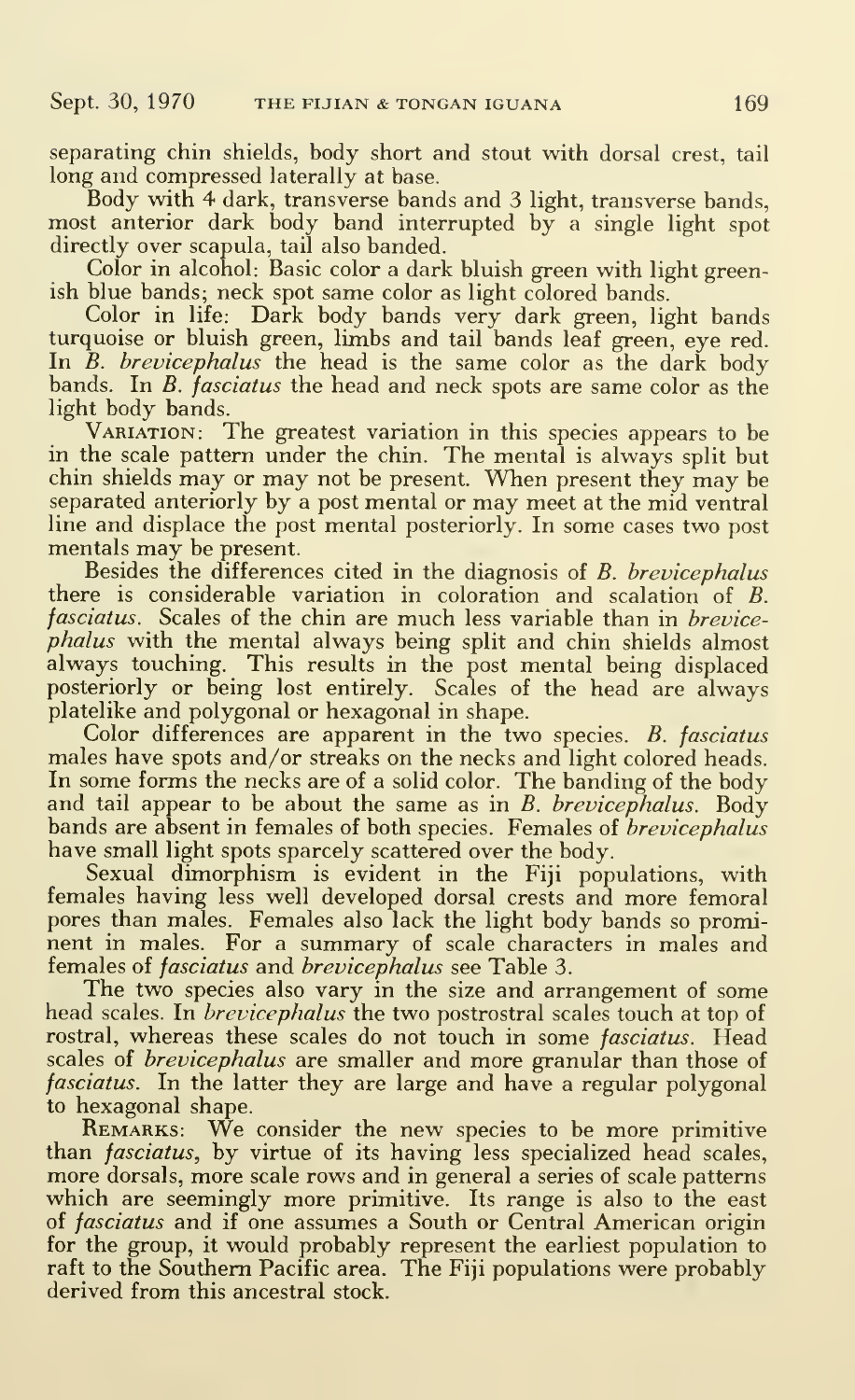separating chin shields, body short and stout with dorsal crest, tail long and compressed laterally at base.

Body with 4 dark, transverse bands and 3 light, transverse bands, most anterior dark body band interrupted by a single light spot directly over scapula, tail also banded.

Color in alcohol: Basic color a dark bluish green with light greenish blue bands; neck spot same color as light colored bands.

Color in life: Dark body bands very dark green, light bands turquoise or bluish green, limbs and tail bands leaf green, eye red. In *B. brevicephalus* the head is the same color as the dark body bands. In *B. fasciatus* the head and neck spots are same color as the light body bands.

VARIATION: The greatest variation in this species appears to be in the scale pattern under the chin. The mental is always split but chin shields may or may not be present. When present they may be separated anteriorly by a post mental or may meet at the mid ventral line and displace the post mental posteriorly. In some cases two post mentals may be present.

Besides the differences cited in the diagnosis of *B. brevicephalus* there is considerable variation in coloration and scalation of *B. fasciatus*. Scales of the chin are much less variable than in *brevicephalus* with the mental always being split and chin shields almost always touching. This results in the post mental being displaced posteriorly or being lost entirely. Scales of the head are always platelike and polygonal or hexagonal in shape.

Color differences are apparent in the two species. *B. fasciatus* males have spots and/or streaks on the necks and light colored heads. In some forms the necks are of a solid color. The banding of the body and tail appear to be about the same as in *B. brevicephalus*. Body bands are absent in females of both species. Females of *brevicephalus* have small light spots sparcely scattered over the body.

Sexual dimorphism is evident in the Fiji populations, with females having less well developed dorsal crests and more femoral pores than males. Females also lack the light body bands so prominent in males. For a summary of scale characters in males and females of *fasciatus* and *brevicephalus* see Table 3.

The two species also vary in the size and arrangement of some head scales. In *brevicephalus* the two postrostral scales touch at top of rostral, whereas these scales do not touch in some *fasciatus*. Head scales of *brevicephalus* are smaller and more granular than those of *fasciatus*. In the latter they are large and have a regular polygonal to hexagonal shape.

REMARKS: We consider the new species to be more primitive than *fasciatus*, by virtue of its having less specialized head scales, more dorsals, more scale rows and in general a series of scale patterns which are seemingly more primitive. Its range is also to the east of *fasciatus* and if one assumes a South or Central American origin for the group, it would probably represent the earliest population to raft to the Southern Pacific area. The Fiji populations were probably derived from this ancestral stock.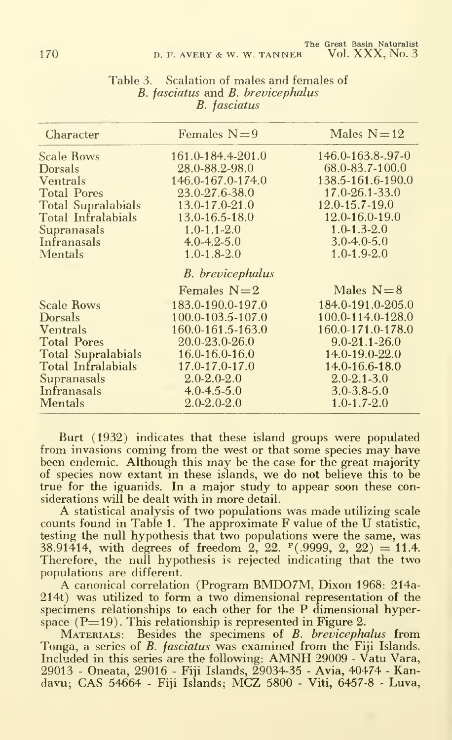Table 3. Scalation of males and females of *B. fasciatus* and *B. brevicephalus*

| Character | Females N=9 | Males N=12 |
|---|---|---|
| | ***B. fasciatus*** | |
| Scale Rows | 161.0-184.4-201.0 | 146.0-163.8-.97-0 |
| Dorsals | 28.0-88.2-98.0 | 68.0-83.7-100.0 |
| Ventrals | 146.0-167.0-174.0 | 138.5-161.6-190.0 |
| Total Pores | 23.0-27.6-38.0 | 17.0-26.1-33.0 |
| Total Supralabials | 13.0-17.0-21.0 | 12.0-15.7-19.0 |
| Total Infralabials | 13.0-16.5-18.0 | 12.0-16.0-19.0 |
| Supranasals | 1.0-1.1-2.0 | 1.0-1.3-2.0 |
| Infranasals | 4.0-4.2-5.0 | 3.0-4.0-5.0 |
| Mentals | 1.0-1.8-2.0 | 1.0-1.9-2.0 |
| | ***B. brevicephalus*** | |
| | Females N=2 | Males N=8 |
| Scale Rows | 183.0-190.0-197.0 | 184.0-191.0-205.0 |
| Dorsals | 100.0-103.5-107.0 | 100.0-114.0-128.0 |
| Ventrals | 160.0-161.5-163.0 | 160.0-171.0-178.0 |
| Total Pores | 20.0-23.0-26.0 | 9.0-21.1-26.0 |
| Total Supralabials | 16.0-16.0-16.0 | 14.0-19.0-22.0 |
| Total Infralabials | 17.0-17.0-17.0 | 14.0-16.6-18.0 |
| Supranasals | 2.0-2.0-2.0 | 2.0-2.1-3.0 |
| Infranasals | 4.0-4.5-5.0 | 3.0-3.8-5.0 |
| Mentals | 2.0-2.0-2.0 | 1.0-1.7-2.0 |

Burt (1932) indicates that these island groups were populated from invasions coming from the west or that some species may have been endemic. Although this may be the case for the great majority of species now extant in these islands, we do not believe this to be true for the iguanids. In a major study to appear soon these considerations will be dealt with in more detail.

A statistical analysis of two populations was made utilizing scale counts found in Table 1. The approximate F value of the U statistic, testing the null hypothesis that two populations were the same, was 38.91414, with degrees of freedom 2, 22. $F(.9999, 2, 22) = 11.4$. Therefore, the null hypothesis is rejected indicating that the two populations are different.

A canonical correlation (Program BMDO7M, Dixon 1968: 214a-214t) was utilized to form a two dimensional representation of the specimens relationships to each other for the P dimensional hyperspace (P=19). This relationship is represented in Figure 2.

Materials: Besides the specimens of *B. brevicephalus* from Tonga, a series of *B. fasciatus* was examined from the Fiji Islands. Included in this series are the following: AMNH 29009 - Vatu Vara, 29013 - Oneata, 29016 - Fiji Islands, 29034-35 - Avia, 40474 - Kandavu; CAS 54664 - Fiji Islands; MCZ 5800 - Viti, 6457-8 - Luva,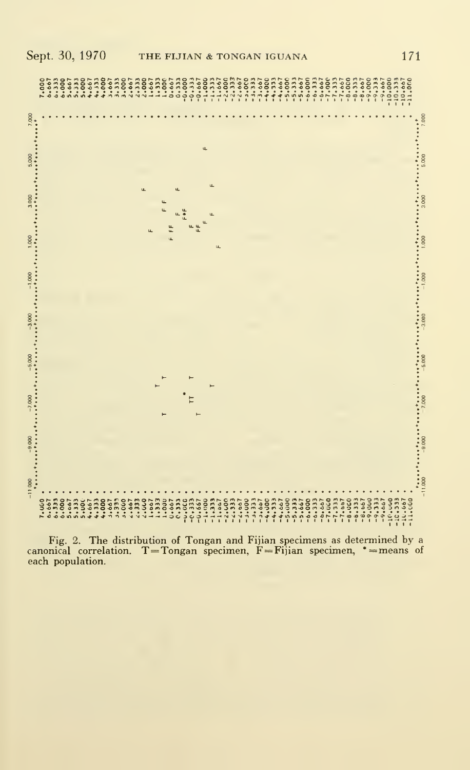Fig. 2. The distribution of Tongan and Fijian specimens as determined by a canonical correlation. T = Tongan specimen, F = Fijian specimen, * = means of each population.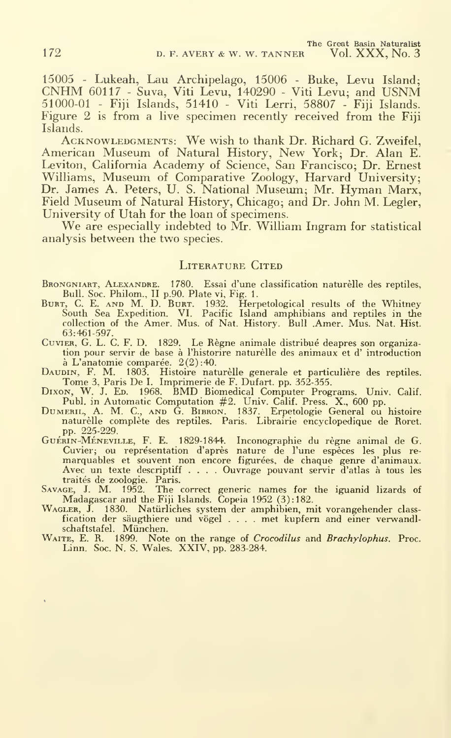15005 - Lukeah, Lau Archipelago, 15006 - Buke, Levu Island; CNHM 60117 - Suva, Viti Levu, 140290 - Viti Levu; and USNM 51000-01 - Fiji Islands, 51410 - Viti Lerri, 58807 - Fiji Islands. Figure 2 is from a live specimen recently received from the Fiji Islands.

Acknowledgments: We wish to thank Dr. Richard G. Zweifel, American Museum of Natural History, New York; Dr. Alan E. Leviton, California Academy of Science, San Francisco; Dr. Ernest Williams, Museum of Comparative Zoology, Harvard University; Dr. James A. Peters, U. S. National Museum; Mr. Hyman Marx, Field Museum of Natural History, Chicago; and Dr. John M. Legler, University of Utah for the loan of specimens.

We are especially indebted to Mr. William Ingram for statistical analysis between the two species.

## Literature Cited

Brongniart, Alexandre. 1780. Essai d'une classification naturèlle des reptiles, Bull. Soc. Philom., II p.90. Plate vi, Fig. 1.

Burt, C. E. and M. D. Burt. 1932. Herpetological results of the Whitney South Sea Expedition. VI. Pacific Island amphibians and reptiles in the collection of the Amer. Mus. of Nat. History. Bull .Amer. Mus. Nat. Hist. 63:461-597.

Cuvier, G. L. C. F. D. 1829. Le Règne animale distribué deapres son organization pour servir de base à l'historire naturèlle des animaux et d' introduction à L'anatomie comparée. 2(2):40.

Daudin, F. M. 1803. Histoire naturèlle generale et particulière des reptiles. Tome 3, Paris De I. Imprimerie de F. Dufart. pp. 352-355.

Dixon, W. J. Ed. 1968. BMD Biomedical Computer Programs. Univ. Calif. Publ. in Automatic Computation #2. Univ. Calif. Press. X., 600 pp.

Dumeril, A. M. C., and G. Bibron. 1837. Erpetologie General ou histoire naturèlle complète des reptiles. Paris. Librairie encyclopedique de Roret. pp. 225-229.

Guérin-Méneville, F. E. 1829-1844. Inconographie du règne animal de G. Cuvier; ou représentation d'après nature de l'une espèces les plus remarquables et souvent non encore figurées, de chaque genre d'animaux. Avec un texte descriptiff . . . . Ouvrage pouvant servir d'atlas à tous les traités de zoologie. Paris.

Savage, J. M. 1952. The correct generic names for the iguanid lizards of Madagascar and the Fiji Islands. Copeia 1952 (3):182.

Wagler, J. 1830. Natürliches system der amphibien, mit vorangehender classfication der säugthiere und vögel . . . . met kupfern and einer verwandlschaftstafel. München.

Waite, E. R. 1899. Note on the range of *Crocodilus* and *Brachylophus*. Proc. Linn. Soc. N. S. Wales. XXIV, pp. 283-284.